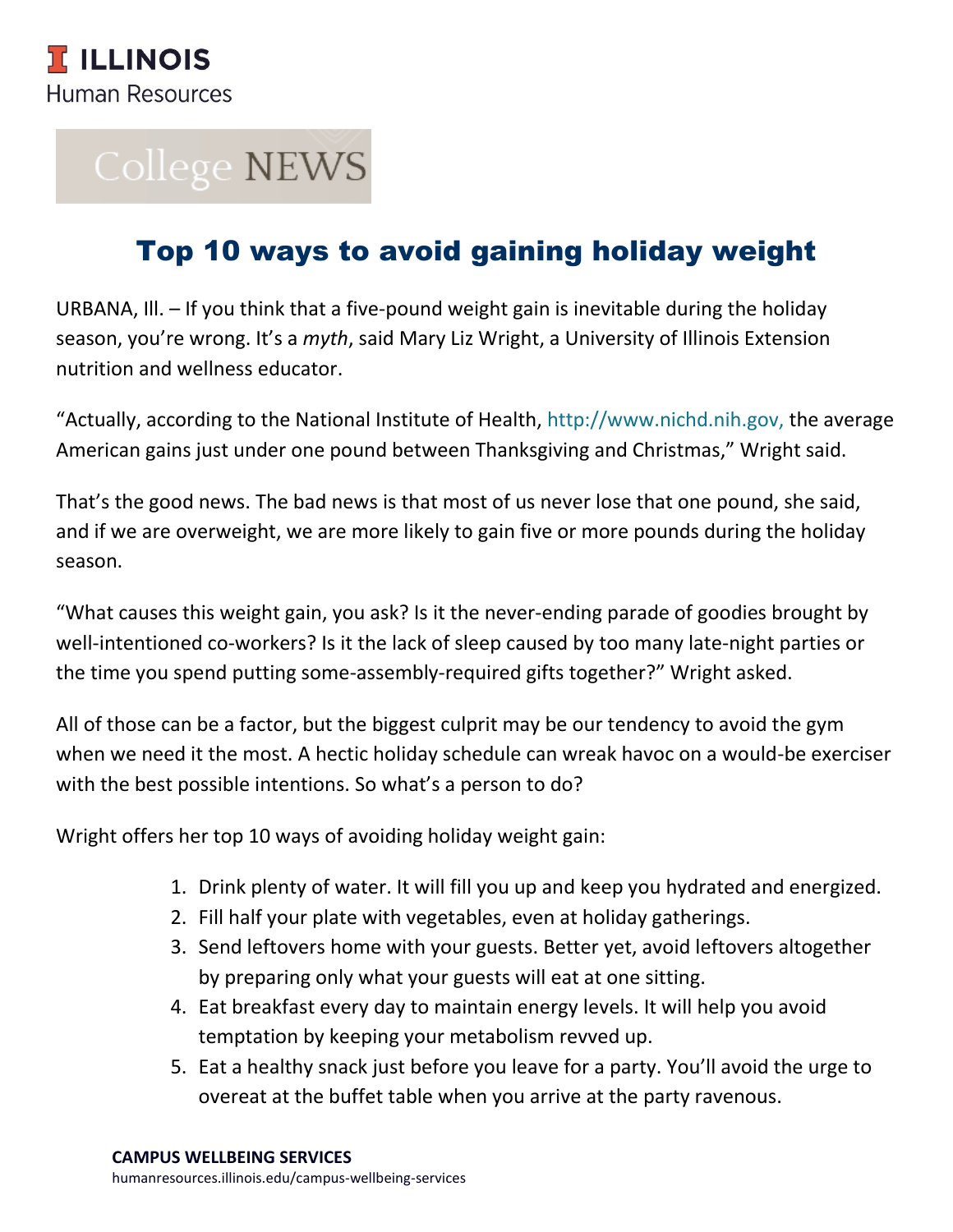ILLINOIS

Human Resources

College NEWS

# Top 10 ways to avoid gaining holiday weight

URBANA, Ill. – If you think that a five-pound weight gain is inevitable during the holiday season, you're wrong. It's a *myth*, said Mary Liz Wright, a University of Illinois Extension nutrition and wellness educator.

"Actually, according to the National Institute of Health, http://www.nichd.nih.gov, the average American gains just under one pound between Thanksgiving and Christmas," Wright said.

That's the good news. The bad news is that most of us never lose that one pound, she said, and if we are overweight, we are more likely to gain five or more pounds during the holiday season.

"What causes this weight gain, you ask? Is it the never-ending parade of goodies brought by well-intentioned co-workers? Is it the lack of sleep caused by too many late-night parties or the time you spend putting some-assembly-required gifts together?" Wright asked.

All of those can be a factor, but the biggest culprit may be our tendency to avoid the gym when we need it the most. A hectic holiday schedule can wreak havoc on a would-be exerciser with the best possible intentions. So what's a person to do?

Wright offers her top 10 ways of avoiding holiday weight gain:

1. Drink plenty of water. It will fill you up and keep you hydrated and energized.
2. Fill half your plate with vegetables, even at holiday gatherings.
3. Send leftovers home with your guests. Better yet, avoid leftovers altogether by preparing only what your guests will eat at one sitting.
4. Eat breakfast every day to maintain energy levels. It will help you avoid temptation by keeping your metabolism revved up.
5. Eat a healthy snack just before you leave for a party. You'll avoid the urge to overeat at the buffet table when you arrive at the party ravenous.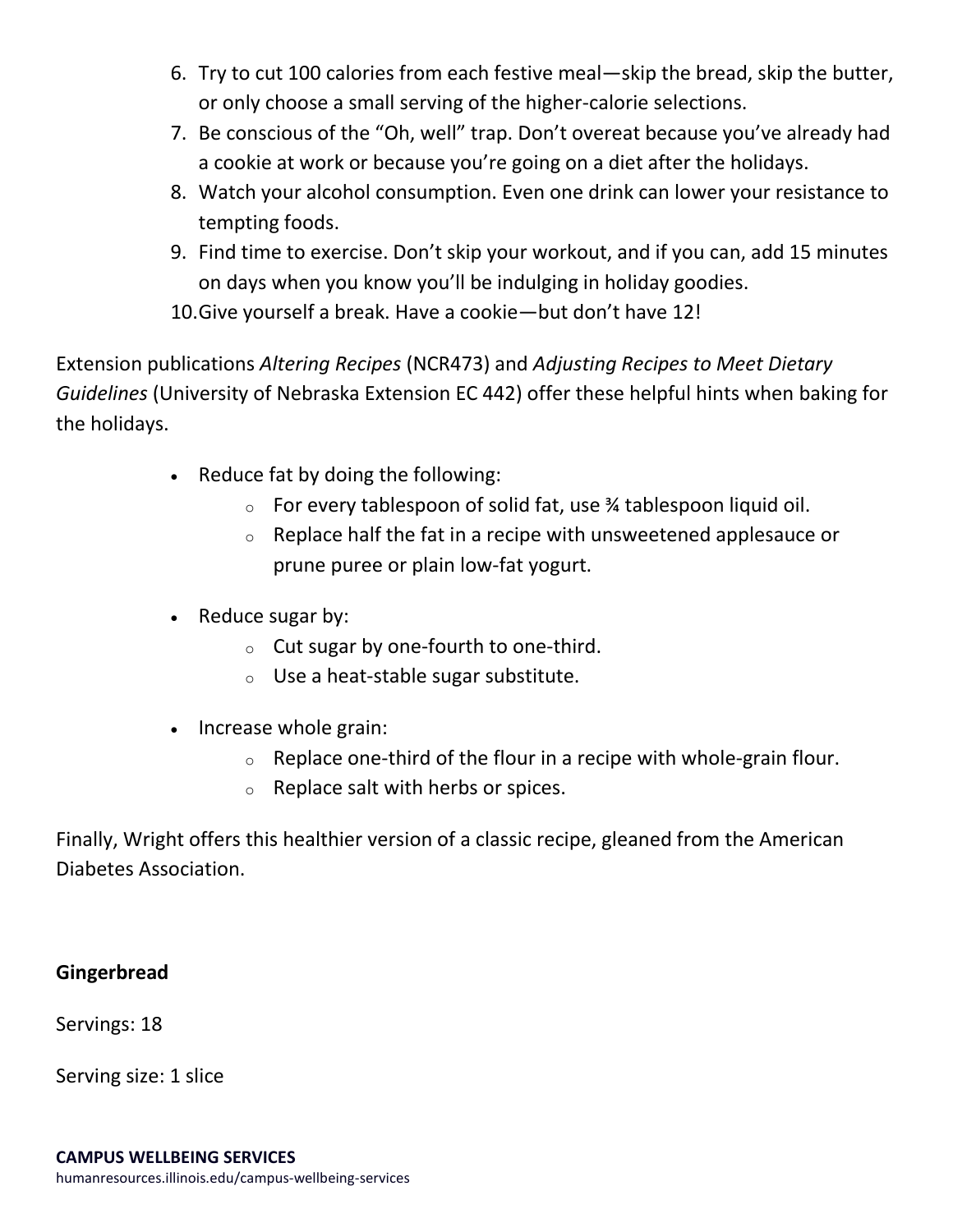6. Try to cut 100 calories from each festive meal—skip the bread, skip the butter, or only choose a small serving of the higher-calorie selections.
7. Be conscious of the "Oh, well" trap. Don't overeat because you've already had a cookie at work or because you're going on a diet after the holidays.
8. Watch your alcohol consumption. Even one drink can lower your resistance to tempting foods.
9. Find time to exercise. Don't skip your workout, and if you can, add 15 minutes on days when you know you'll be indulging in holiday goodies.
10. Give yourself a break. Have a cookie—but don't have 12!

Extension publications *Altering Recipes* (NCR473) and *Adjusting Recipes to Meet Dietary Guidelines* (University of Nebraska Extension EC 442) offer these helpful hints when baking for the holidays.

- Reduce fat by doing the following:
    - For every tablespoon of solid fat, use ¾ tablespoon liquid oil.
    - Replace half the fat in a recipe with unsweetened applesauce or prune puree or plain low-fat yogurt.

- Reduce sugar by:
    - Cut sugar by one-fourth to one-third.
    - Use a heat-stable sugar substitute.

- Increase whole grain:
    - Replace one-third of the flour in a recipe with whole-grain flour.
    - Replace salt with herbs or spices.

Finally, Wright offers this healthier version of a classic recipe, gleaned from the American Diabetes Association.

**Gingerbread**

Servings: 18

Serving size: 1 slice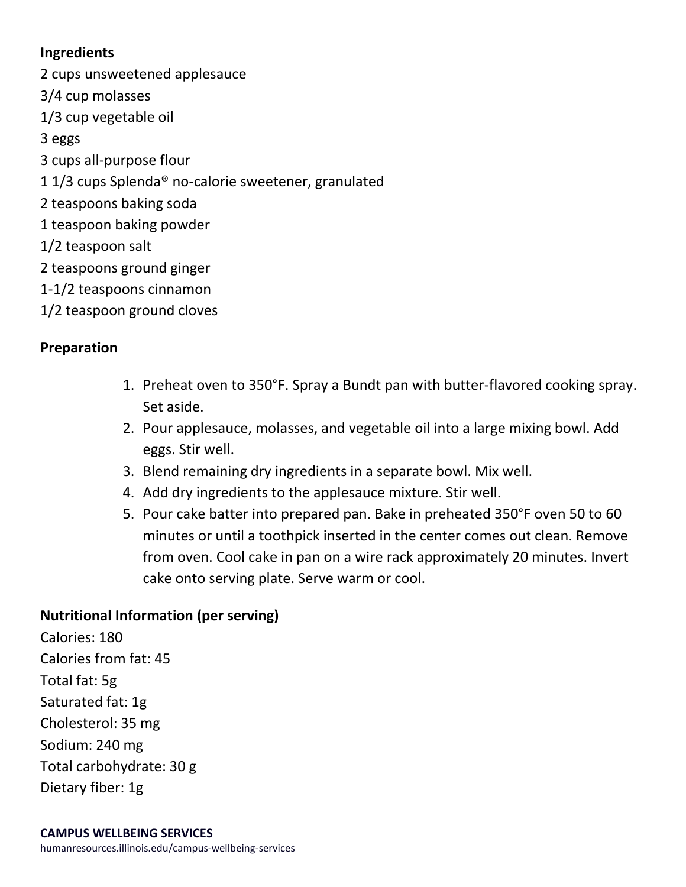**Ingredients**

2 cups unsweetened applesauce
3/4 cup molasses
1/3 cup vegetable oil
3 eggs
3 cups all-purpose flour
1 1/3 cups Splenda® no-calorie sweetener, granulated
2 teaspoons baking soda
1 teaspoon baking powder
1/2 teaspoon salt
2 teaspoons ground ginger
1-1/2 teaspoons cinnamon
1/2 teaspoon ground cloves

**Preparation**

1. Preheat oven to 350°F. Spray a Bundt pan with butter-flavored cooking spray. Set aside.
2. Pour applesauce, molasses, and vegetable oil into a large mixing bowl. Add eggs. Stir well.
3. Blend remaining dry ingredients in a separate bowl. Mix well.
4. Add dry ingredients to the applesauce mixture. Stir well.
5. Pour cake batter into prepared pan. Bake in preheated 350°F oven 50 to 60 minutes or until a toothpick inserted in the center comes out clean. Remove from oven. Cool cake in pan on a wire rack approximately 20 minutes. Invert cake onto serving plate. Serve warm or cool.

**Nutritional Information (per serving)**

Calories: 180
Calories from fat: 45
Total fat: 5g
Saturated fat: 1g
Cholesterol: 35 mg
Sodium: 240 mg
Total carbohydrate: 30 g
Dietary fiber: 1g

**CAMPUS WELLBEING SERVICES**
humanresources.illinois.edu/campus-wellbeing-services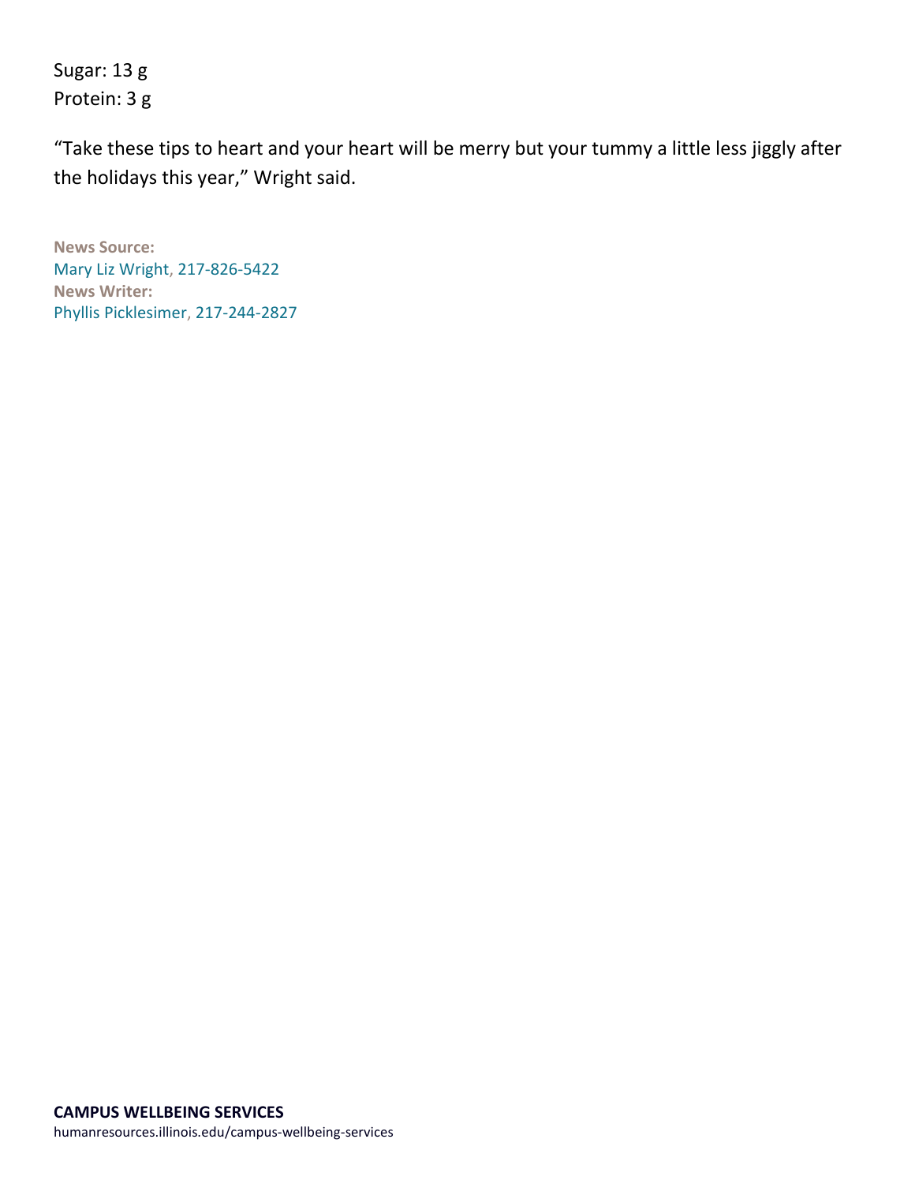Sugar: 13 g
Protein: 3 g

"Take these tips to heart and your heart will be merry but your tummy a little less jiggly after the holidays this year," Wright said.

**News Source:**
Mary Liz Wright, 217-826-5422
**News Writer:**
Phyllis Picklesimer, 217-244-2827

**CAMPUS WELLBEING SERVICES**
humanresources.illinois.edu/campus-wellbeing-services